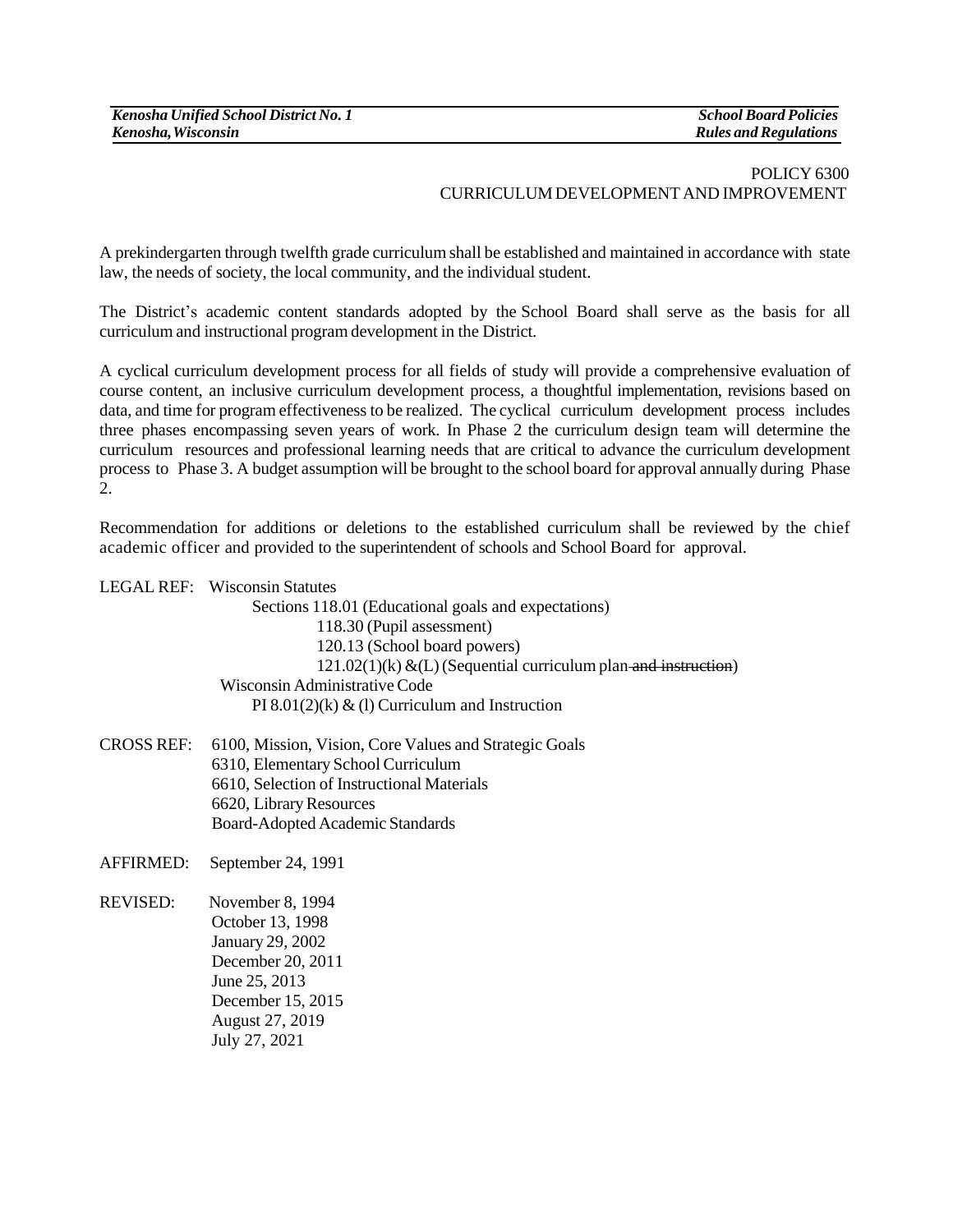*Kenosha Unified School District No. 1*
*Kenosha, Wisconsin*

*School Board Policies*
*Rules and Regulations*

# POLICY 6300
## CURRICULUM DEVELOPMENT AND IMPROVEMENT

A prekindergarten through twelfth grade curriculum shall be established and maintained in accordance with state law, the needs of society, the local community, and the individual student.

The District's academic content standards adopted by the School Board shall serve as the basis for all curriculum and instructional program development in the District.

A cyclical curriculum development process for all fields of study will provide a comprehensive evaluation of course content, an inclusive curriculum development process, a thoughtful implementation, revisions based on data, and time for program effectiveness to be realized. The cyclical curriculum development process includes three phases encompassing seven years of work. In Phase 2 the curriculum design team will determine the curriculum resources and professional learning needs that are critical to advance the curriculum development process to Phase 3. A budget assumption will be brought to the school board for approval annually during Phase 2.

Recommendation for additions or deletions to the established curriculum shall be reviewed by the chief academic officer and provided to the superintendent of schools and School Board for approval.

LEGAL REF: Wisconsin Statutes
Sections 118.01 (Educational goals and expectations)
118.30 (Pupil assessment)
120.13 (School board powers)
121.02(1)(k) &(L) (Sequential curriculum plan ~~and instruction~~)
Wisconsin Administrative Code
PI 8.01(2)(k) & (l) Curriculum and Instruction

CROSS REF: 6100, Mission, Vision, Core Values and Strategic Goals
6310, Elementary School Curriculum
6610, Selection of Instructional Materials
6620, Library Resources
Board-Adopted Academic Standards

AFFIRMED: September 24, 1991

REVISED: November 8, 1994
October 13, 1998
January 29, 2002
December 20, 2011
June 25, 2013
December 15, 2015
August 27, 2019
July 27, 2021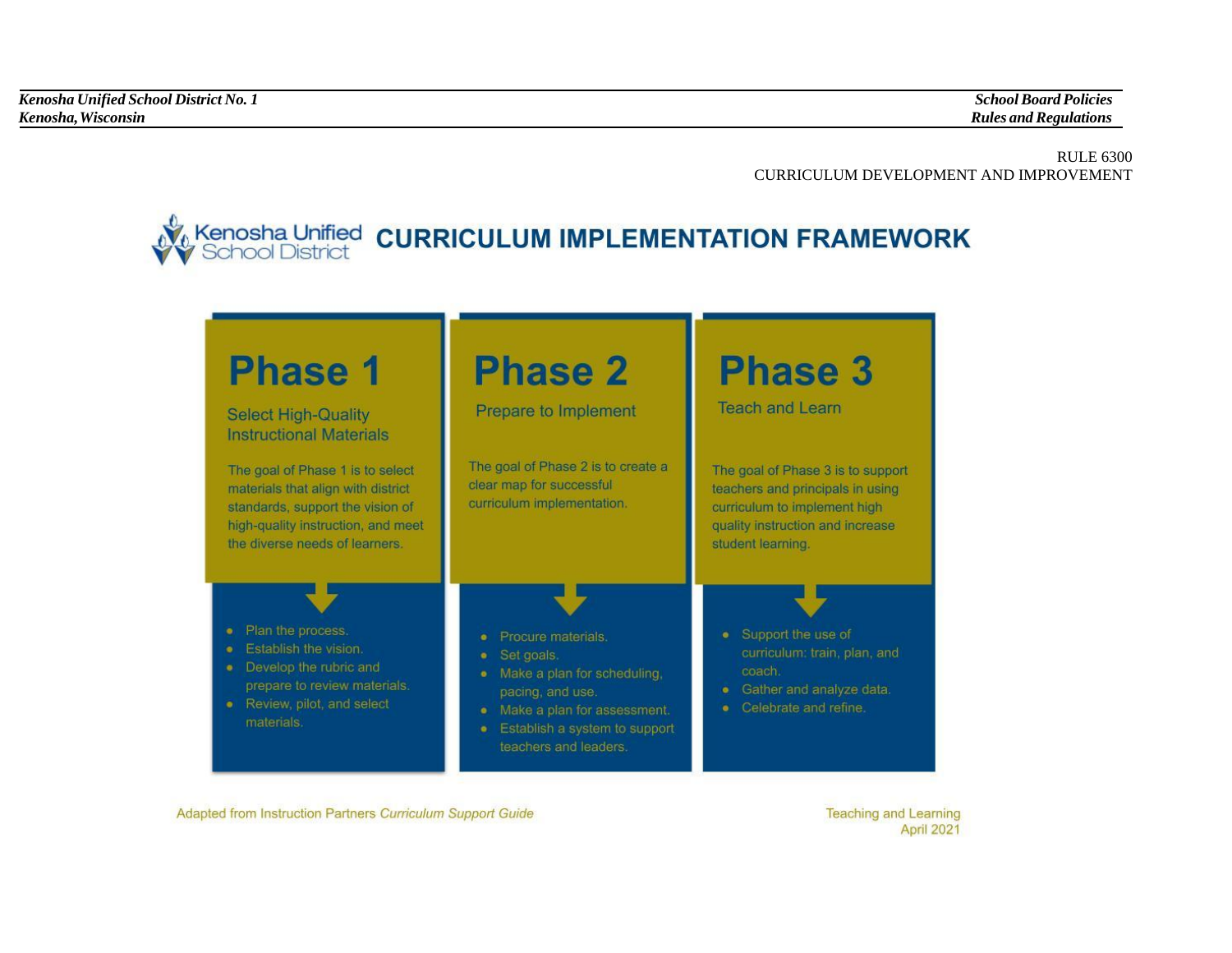RULE 6300
CURRICULUM DEVELOPMENT AND IMPROVEMENT

# Kenosha Unified School District CURRICULUM IMPLEMENTATION FRAMEWORK

## Phase 1

Select High-Quality Instructional Materials

The goal of Phase 1 is to select materials that align with district standards, support the vision of high-quality instruction, and meet the diverse needs of learners.

- Plan the process.
- Establish the vision.
- Develop the rubric and prepare to review materials.
- Review, pilot, and select materials.

## Phase 2

Prepare to Implement

The goal of Phase 2 is to create a clear map for successful curriculum implementation.

- Procure materials.
- Set goals.
- Make a plan for scheduling, pacing, and use.
- Make a plan for assessment.
- Establish a system to support teachers and leaders.

## Phase 3

Teach and Learn

The goal of Phase 3 is to support teachers and principals in using curriculum to implement high quality instruction and increase student learning.

- Support the use of curriculum: train, plan, and coach.
- Gather and analyze data.
- Celebrate and refine.

Adapted from Instruction Partners *Curriculum Support Guide*

Teaching and Learning
April 2021